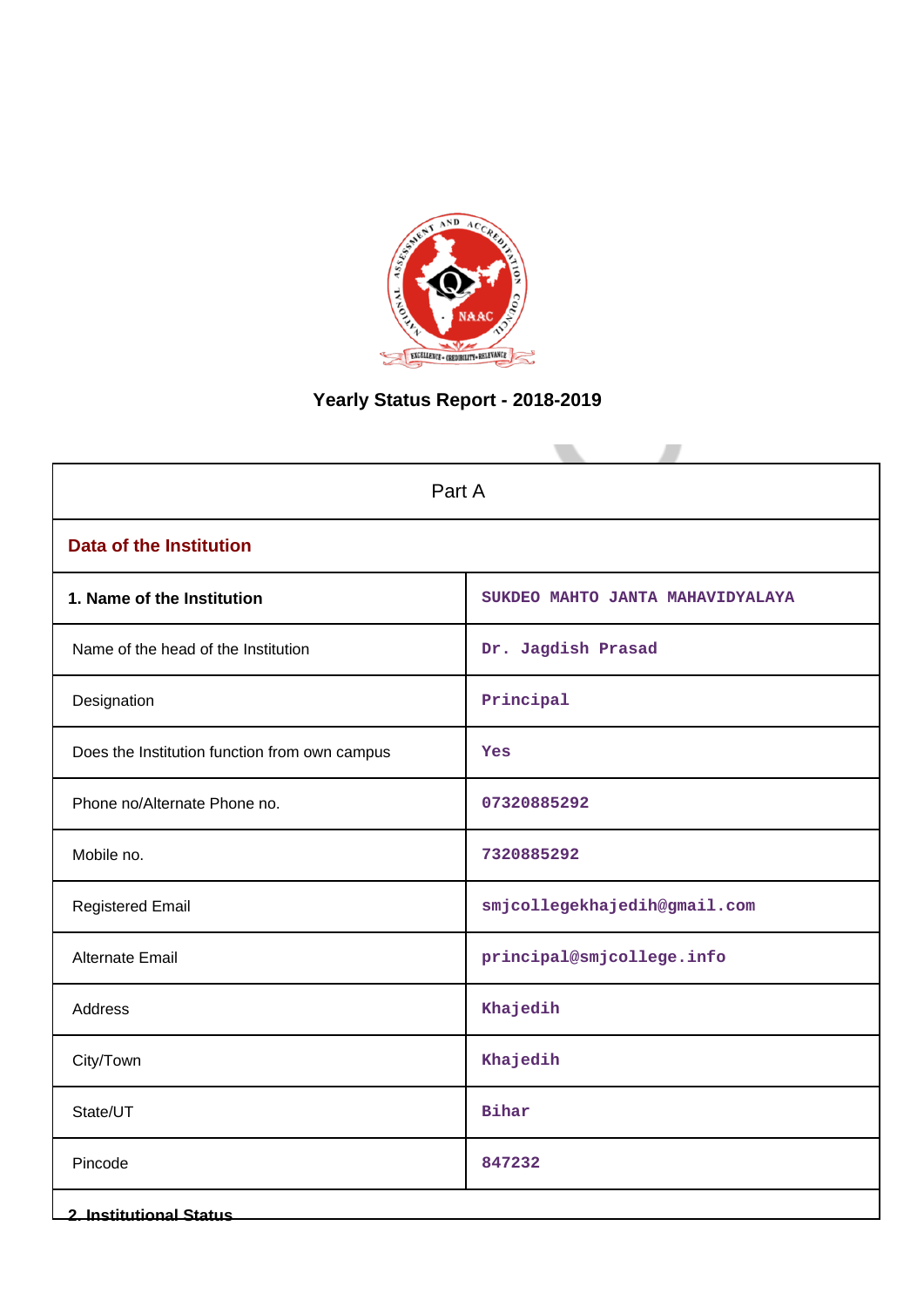# Yearly Status Report - 2018-2019

| Part A | |
|---|---|
| **Data of the Institution** | |
| **1. Name of the Institution** | SUKDEO MAHTO JANTA MAHAVIDYALAYA |
| Name of the head of the Institution | Dr. Jagdish Prasad |
| Designation | Principal |
| Does the Institution function from own campus | Yes |
| Phone no/Alternate Phone no. | 07320885292 |
| Mobile no. | 7320885292 |
| Registered Email | smjcollegekhajedih@gmail.com |
| Alternate Email | principal@smjcollege.info |
| Address | Khajedih |
| City/Town | Khajedih |
| State/UT | Bihar |
| Pincode | 847232 |
| **2. Institutional Status** | |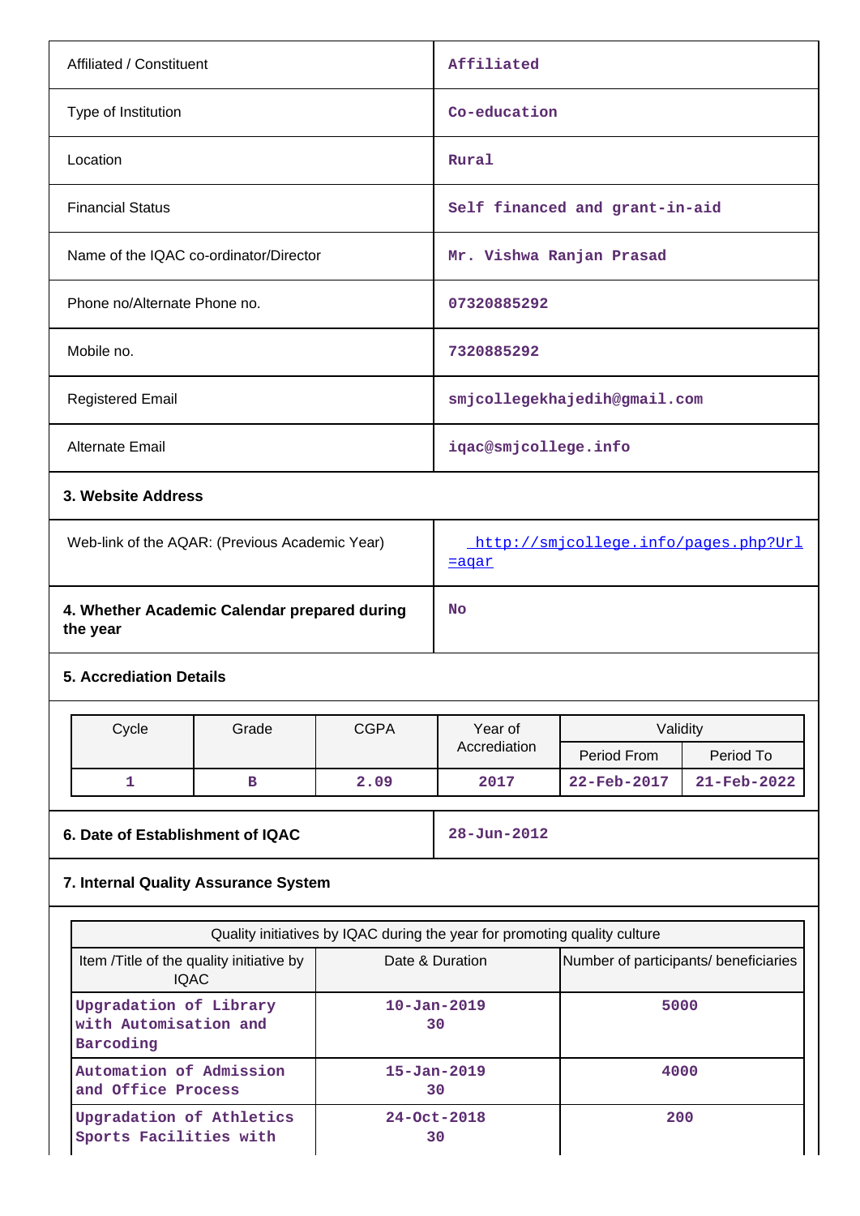| | |
|---|---|
| Affiliated / Constituent | Affiliated |
| Type of Institution | Co-education |
| Location | Rural |
| Financial Status | Self financed and grant-in-aid |
| Name of the IQAC co-ordinator/Director | Mr. Vishwa Ranjan Prasad |
| Phone no/Alternate Phone no. | 07320885292 |
| Mobile no. | 7320885292 |
| Registered Email | smjcollegekhajedih@gmail.com |
| Alternate Email | iqac@smjcollege.info |

**3. Website Address**

| | |
|---|---|
| Web-link of the AQAR: (Previous Academic Year) | [http://smjcollege.info/pages.php?Url=aqar](http://smjcollege.info/pages.php?Url=aqar) |
| **4. Whether Academic Calendar prepared during the year** | No |

**5. Accrediation Details**

| Cycle | Grade | CGPA | Year of Accrediation | Validity | |
|---|---|---|---|---|---|
| | | | | Period From | Period To |
| 1 | B | 2.09 | 2017 | 22-Feb-2017 | 21-Feb-2022 |

| | |
|---|---|
| **6. Date of Establishment of IQAC** | 28-Jun-2012 |

**7. Internal Quality Assurance System**

| Quality initiatives by IQAC during the year for promoting quality culture | | |
|---|---|---|
| Item /Title of the quality initiative by IQAC | Date & Duration | Number of participants/ beneficiaries |
| Upgradation of Library with Automisation and Barcoding | 10-Jan-2019 30 | 5000 |
| Automation of Admission and Office Process | 15-Jan-2019 30 | 4000 |
| Upgradation of Athletics Sports Facilities with | 24-Oct-2018 30 | 200 |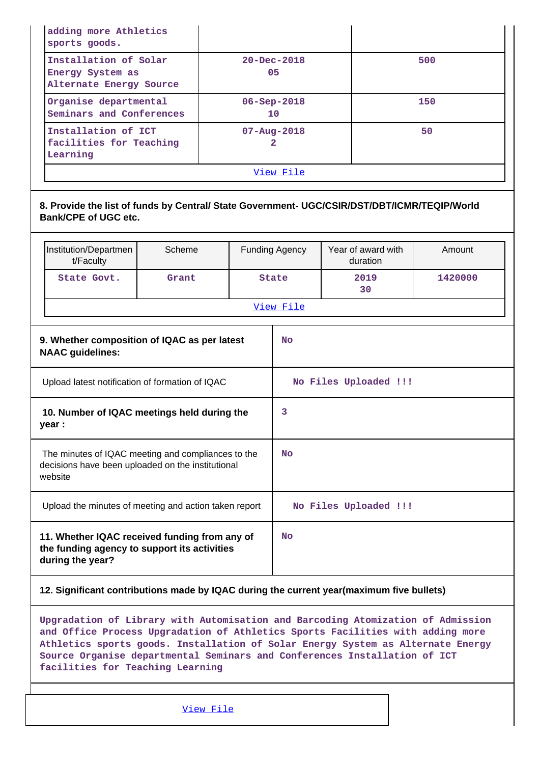| | | |
|---|---|---|
| adding more Athletics sports goods. | | |
| Installation of Solar Energy System as Alternate Energy Source | 20-Dec-2018 05 | 500 |
| Organise departmental Seminars and Conferences | 06-Sep-2018 10 | 150 |
| Installation of ICT facilities for Teaching Learning | 07-Aug-2018 2 | 50 |
| View File | | |

**8. Provide the list of funds by Central/ State Government- UGC/CSIR/DST/DBT/ICMR/TEQIP/World Bank/CPE of UGC etc.**

| Institution/Department/Faculty | Scheme | Funding Agency | Year of award with duration | Amount |
|---|---|---|---|---|
| State Govt. | Grant | State | 2019 30 | 1420000 |
| View File | | | | |

| | |
|---|---|
| **9. Whether composition of IQAC as per latest NAAC guidelines:** | No |
| Upload latest notification of formation of IQAC | No Files Uploaded !!! |
| **10. Number of IQAC meetings held during the year :** | 3 |
| The minutes of IQAC meeting and compliances to the decisions have been uploaded on the institutional website | No |
| Upload the minutes of meeting and action taken report | No Files Uploaded !!! |
| **11. Whether IQAC received funding from any of the funding agency to support its activities during the year?** | No |

**12. Significant contributions made by IQAC during the current year(maximum five bullets)**

Upgradation of Library with Automisation and Barcoding Atomization of Admission and Office Process Upgradation of Athletics Sports Facilities with adding more Athletics sports goods. Installation of Solar Energy System as Alternate Energy Source Organise departmental Seminars and Conferences Installation of ICT facilities for Teaching Learning

View File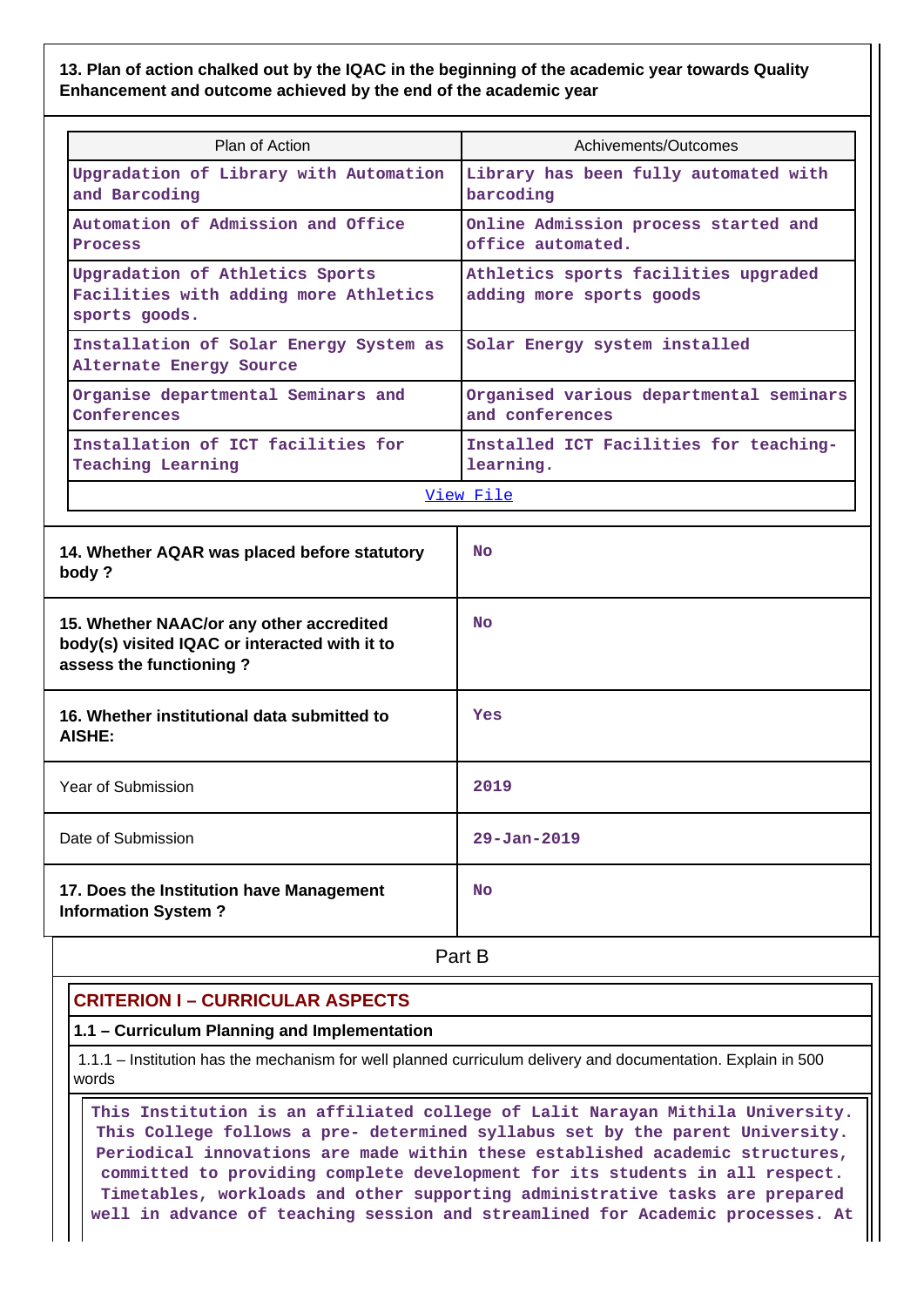**13. Plan of action chalked out by the IQAC in the beginning of the academic year towards Quality Enhancement and outcome achieved by the end of the academic year**

| Plan of Action | Achivements/Outcomes |
|---|---|
| Upgradation of Library with Automation and Barcoding | Library has been fully automated with barcoding |
| Automation of Admission and Office Process | Online Admission process started and office automated. |
| Upgradation of Athletics Sports Facilities with adding more Athletics sports goods. | Athletics sports facilities upgraded adding more sports goods |
| Installation of Solar Energy System as Alternate Energy Source | Solar Energy system installed |
| Organise departmental Seminars and Conferences | Organised various departmental seminars and conferences |
| Installation of ICT facilities for Teaching Learning | Installed ICT Facilities for teaching-learning. |
| View File | |

| | |
|---|---|
| **14. Whether AQAR was placed before statutory body ?** | No |
| **15. Whether NAAC/or any other accredited body(s) visited IQAC or interacted with it to assess the functioning ?** | No |
| **16. Whether institutional data submitted to AISHE:** | Yes |
| Year of Submission | 2019 |
| Date of Submission | 29-Jan-2019 |
| **17. Does the Institution have Management Information System ?** | No |

## Part B

## CRITERION I – CURRICULAR ASPECTS

### 1.1 – Curriculum Planning and Implementation

1.1.1 – Institution has the mechanism for well planned curriculum delivery and documentation. Explain in 500 words

This Institution is an affiliated college of Lalit Narayan Mithila University. This College follows a pre- determined syllabus set by the parent University. Periodical innovations are made within these established academic structures, committed to providing complete development for its students in all respect. Timetables, workloads and other supporting administrative tasks are prepared well in advance of teaching session and streamlined for Academic processes. At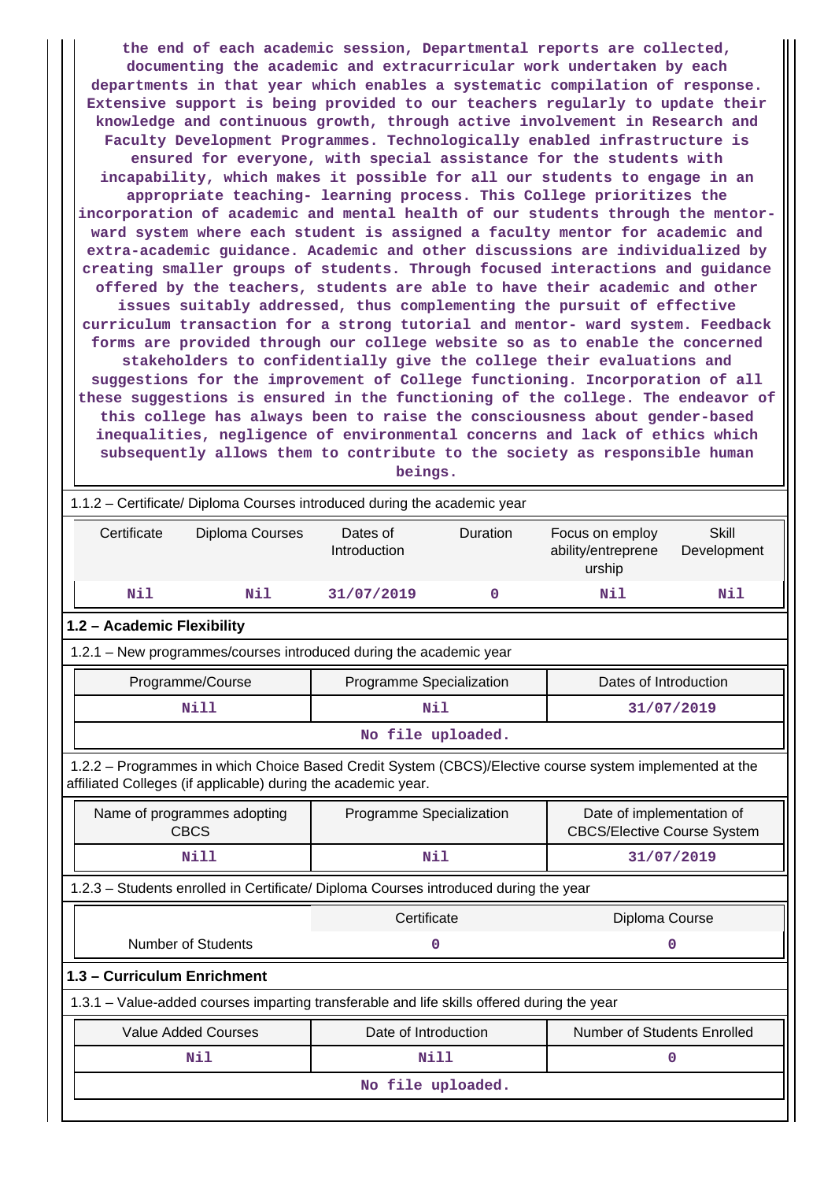the end of each academic session, Departmental reports are collected, documenting the academic and extracurricular work undertaken by each departments in that year which enables a systematic compilation of response. Extensive support is being provided to our teachers regularly to update their knowledge and continuous growth, through active involvement in Research and Faculty Development Programmes. Technologically enabled infrastructure is ensured for everyone, with special assistance for the students with incapability, which makes it possible for all our students to engage in an appropriate teaching- learning process. This College prioritizes the incorporation of academic and mental health of our students through the mentor-ward system where each student is assigned a faculty mentor for academic and extra-academic guidance. Academic and other discussions are individualized by creating smaller groups of students. Through focused interactions and guidance offered by the teachers, students are able to have their academic and other issues suitably addressed, thus complementing the pursuit of effective curriculum transaction for a strong tutorial and mentor- ward system. Feedback forms are provided through our college website so as to enable the concerned stakeholders to confidentially give the college their evaluations and suggestions for the improvement of College functioning. Incorporation of all these suggestions is ensured in the functioning of the college. The endeavor of this college has always been to raise the consciousness about gender-based inequalities, negligence of environmental concerns and lack of ethics which subsequently allows them to contribute to the society as responsible human beings.

1.1.2 – Certificate/ Diploma Courses introduced during the academic year

| Certificate | Diploma Courses | Dates of Introduction | Duration | Focus on employ ability/entreprene urship | Skill Development |
|---|---|---|---|---|---|
| Nil | Nil | 31/07/2019 | 0 | Nil | Nil |

## 1.2 – Academic Flexibility

1.2.1 – New programmes/courses introduced during the academic year

| Programme/Course | Programme Specialization | Dates of Introduction |
|---|---|---|
| Nill | Nil | 31/07/2019 |
| No file uploaded. | | |

1.2.2 – Programmes in which Choice Based Credit System (CBCS)/Elective course system implemented at the affiliated Colleges (if applicable) during the academic year.

| Name of programmes adopting CBCS | Programme Specialization | Date of implementation of CBCS/Elective Course System |
|---|---|---|
| Nill | Nil | 31/07/2019 |

1.2.3 – Students enrolled in Certificate/ Diploma Courses introduced during the year

| | Certificate | Diploma Course |
|---|---|---|
| Number of Students | 0 | 0 |

## 1.3 – Curriculum Enrichment

1.3.1 – Value-added courses imparting transferable and life skills offered during the year

| Value Added Courses | Date of Introduction | Number of Students Enrolled |
|---|---|---|
| Nil | Nill | 0 |
| No file uploaded. | | |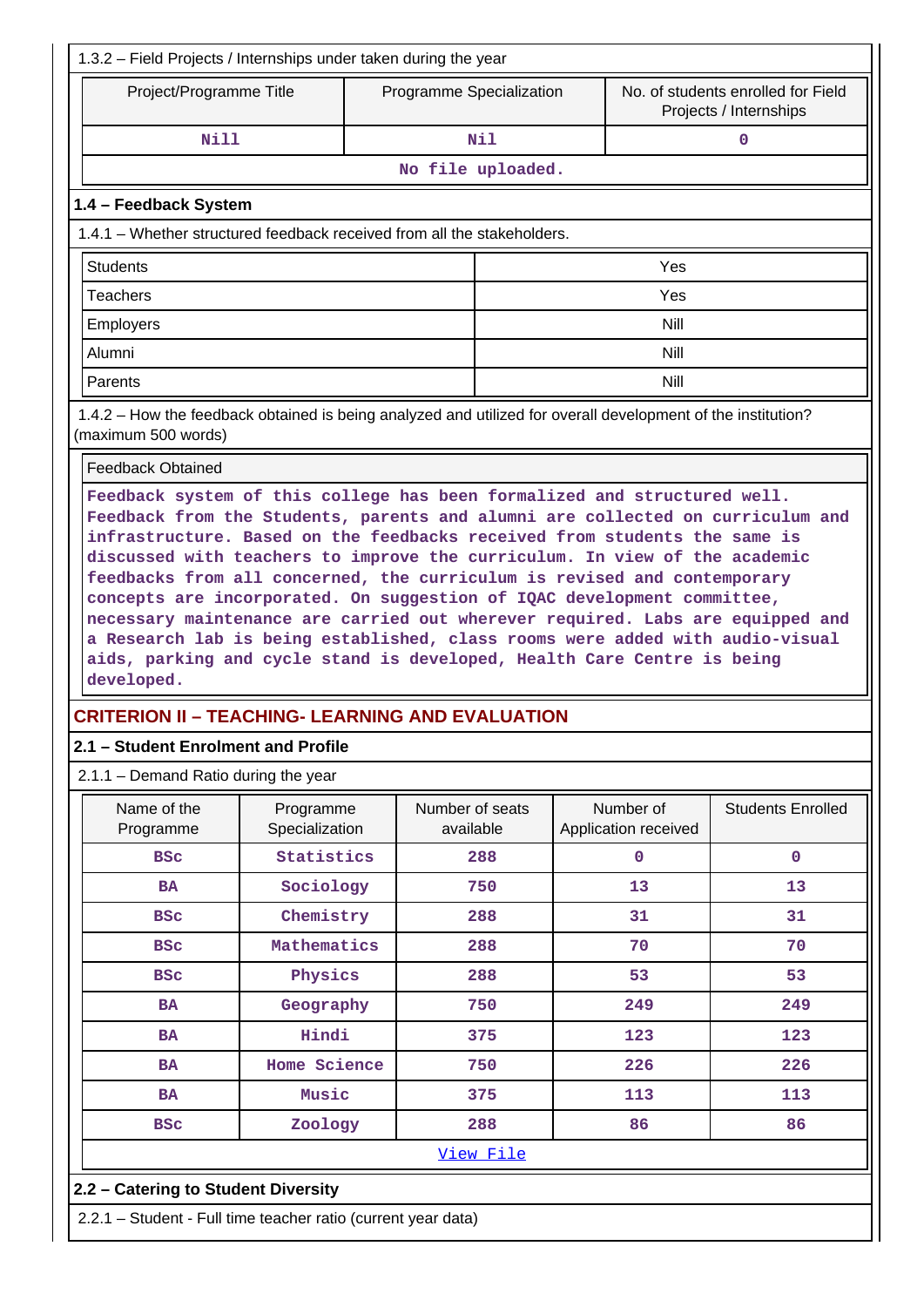1.3.2 – Field Projects / Internships under taken during the year

| Project/Programme Title | Programme Specialization | No. of students enrolled for Field Projects / Internships |
|---|---|---|
| Nill | Nil | 0 |
| No file uploaded. | | |

## 1.4 – Feedback System

1.4.1 – Whether structured feedback received from all the stakeholders.

| | |
|---|---|
| Students | Yes |
| Teachers | Yes |
| Employers | Nill |
| Alumni | Nill |
| Parents | Nill |

1.4.2 – How the feedback obtained is being analyzed and utilized for overall development of the institution? (maximum 500 words)

Feedback Obtained

Feedback system of this college has been formalized and structured well. Feedback from the Students, parents and alumni are collected on curriculum and infrastructure. Based on the feedbacks received from students the same is discussed with teachers to improve the curriculum. In view of the academic feedbacks from all concerned, the curriculum is revised and contemporary concepts are incorporated. On suggestion of IQAC development committee, necessary maintenance are carried out wherever required. Labs are equipped and a Research lab is being established, class rooms were added with audio-visual aids, parking and cycle stand is developed, Health Care Centre is being developed.

# CRITERION II – TEACHING- LEARNING AND EVALUATION

## 2.1 – Student Enrolment and Profile

2.1.1 – Demand Ratio during the year

| Name of the Programme | Programme Specialization | Number of seats available | Number of Application received | Students Enrolled |
|---|---|---|---|---|
| BSc | Statistics | 288 | 0 | 0 |
| BA | Sociology | 750 | 13 | 13 |
| BSc | Chemistry | 288 | 31 | 31 |
| BSc | Mathematics | 288 | 70 | 70 |
| BSc | Physics | 288 | 53 | 53 |
| BA | Geography | 750 | 249 | 249 |
| BA | Hindi | 375 | 123 | 123 |
| BA | Home Science | 750 | 226 | 226 |
| BA | Music | 375 | 113 | 113 |
| BSc | Zoology | 288 | 86 | 86 |
| View File | | | | |

## 2.2 – Catering to Student Diversity

2.2.1 – Student - Full time teacher ratio (current year data)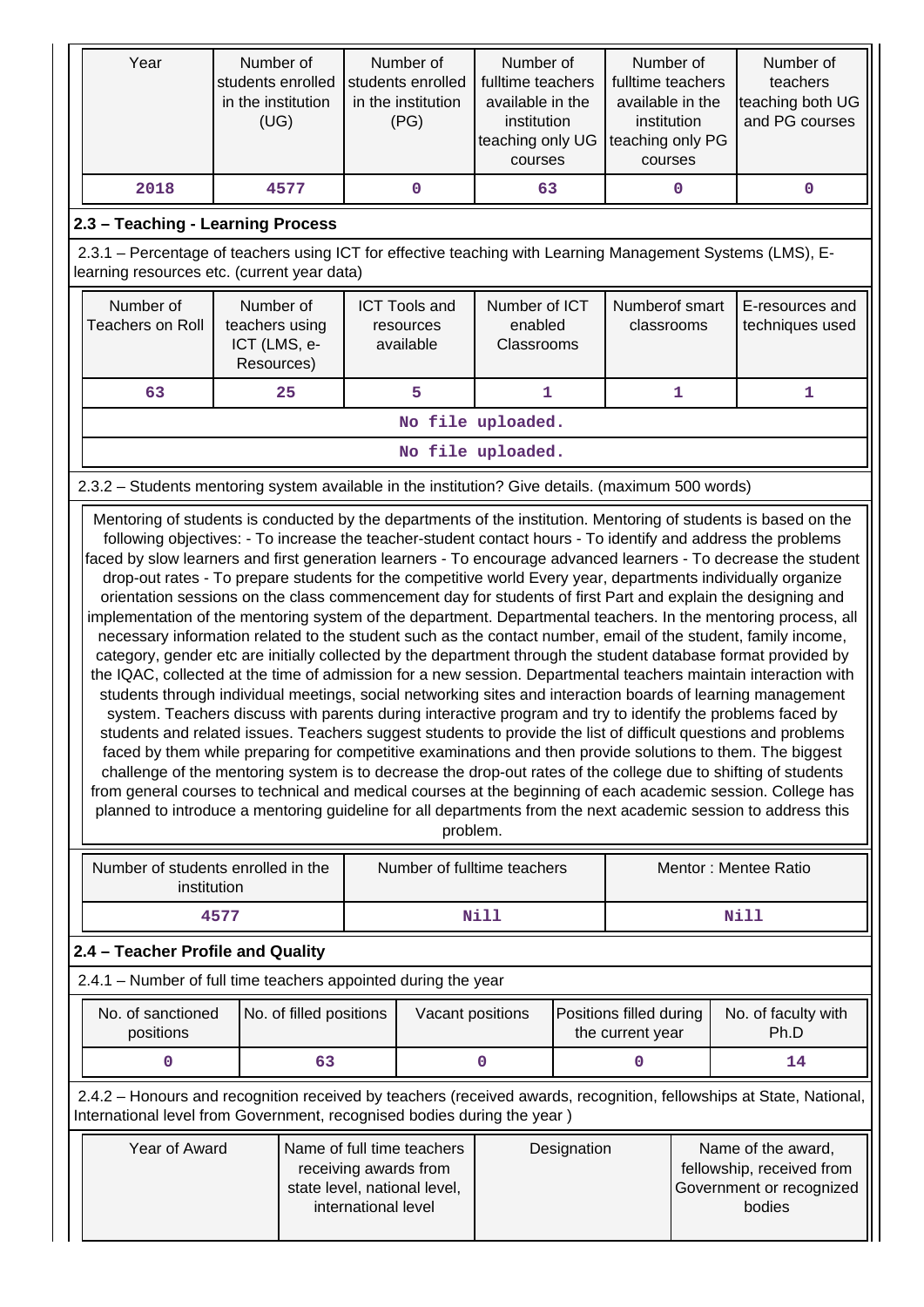| Year | Number of students enrolled in the institution (UG) | Number of students enrolled in the institution (PG) | Number of fulltime teachers available in the institution teaching only UG courses | Number of fulltime teachers available in the institution teaching only PG courses | Number of teachers teaching both UG and PG courses |
|---|---|---|---|---|---|
| 2018 | 4577 | 0 | 63 | 0 | 0 |

## 2.3 – Teaching - Learning Process

2.3.1 – Percentage of teachers using ICT for effective teaching with Learning Management Systems (LMS), E-learning resources etc. (current year data)

| Number of Teachers on Roll | Number of teachers using ICT (LMS, e-Resources) | ICT Tools and resources available | Number of ICT enabled Classrooms | Numberof smart classrooms | E-resources and techniques used |
|---|---|---|---|---|---|
| 63 | 25 | 5 | 1 | 1 | 1 |
| No file uploaded. | | | | | |
| No file uploaded. | | | | | |

2.3.2 – Students mentoring system available in the institution? Give details. (maximum 500 words)

Mentoring of students is conducted by the departments of the institution. Mentoring of students is based on the following objectives: - To increase the teacher-student contact hours - To identify and address the problems faced by slow learners and first generation learners - To encourage advanced learners - To decrease the student drop-out rates - To prepare students for the competitive world Every year, departments individually organize orientation sessions on the class commencement day for students of first Part and explain the designing and implementation of the mentoring system of the department. Departmental teachers. In the mentoring process, all necessary information related to the student such as the contact number, email of the student, family income, category, gender etc are initially collected by the department through the student database format provided by the IQAC, collected at the time of admission for a new session. Departmental teachers maintain interaction with students through individual meetings, social networking sites and interaction boards of learning management system. Teachers discuss with parents during interactive program and try to identify the problems faced by students and related issues. Teachers suggest students to provide the list of difficult questions and problems faced by them while preparing for competitive examinations and then provide solutions to them. The biggest challenge of the mentoring system is to decrease the drop-out rates of the college due to shifting of students from general courses to technical and medical courses at the beginning of each academic session. College has planned to introduce a mentoring guideline for all departments from the next academic session to address this problem.

| Number of students enrolled in the institution | Number of fulltime teachers | Mentor : Mentee Ratio |
|---|---|---|
| 4577 | Nill | Nill |

## 2.4 – Teacher Profile and Quality

2.4.1 – Number of full time teachers appointed during the year

| No. of sanctioned positions | No. of filled positions | Vacant positions | Positions filled during the current year | No. of faculty with Ph.D |
|---|---|---|---|---|
| 0 | 63 | 0 | 0 | 14 |

2.4.2 – Honours and recognition received by teachers (received awards, recognition, fellowships at State, National, International level from Government, recognised bodies during the year )

| Year of Award | Name of full time teachers receiving awards from state level, national level, international level | Designation | Name of the award, fellowship, received from Government or recognized bodies |
|---|---|---|---|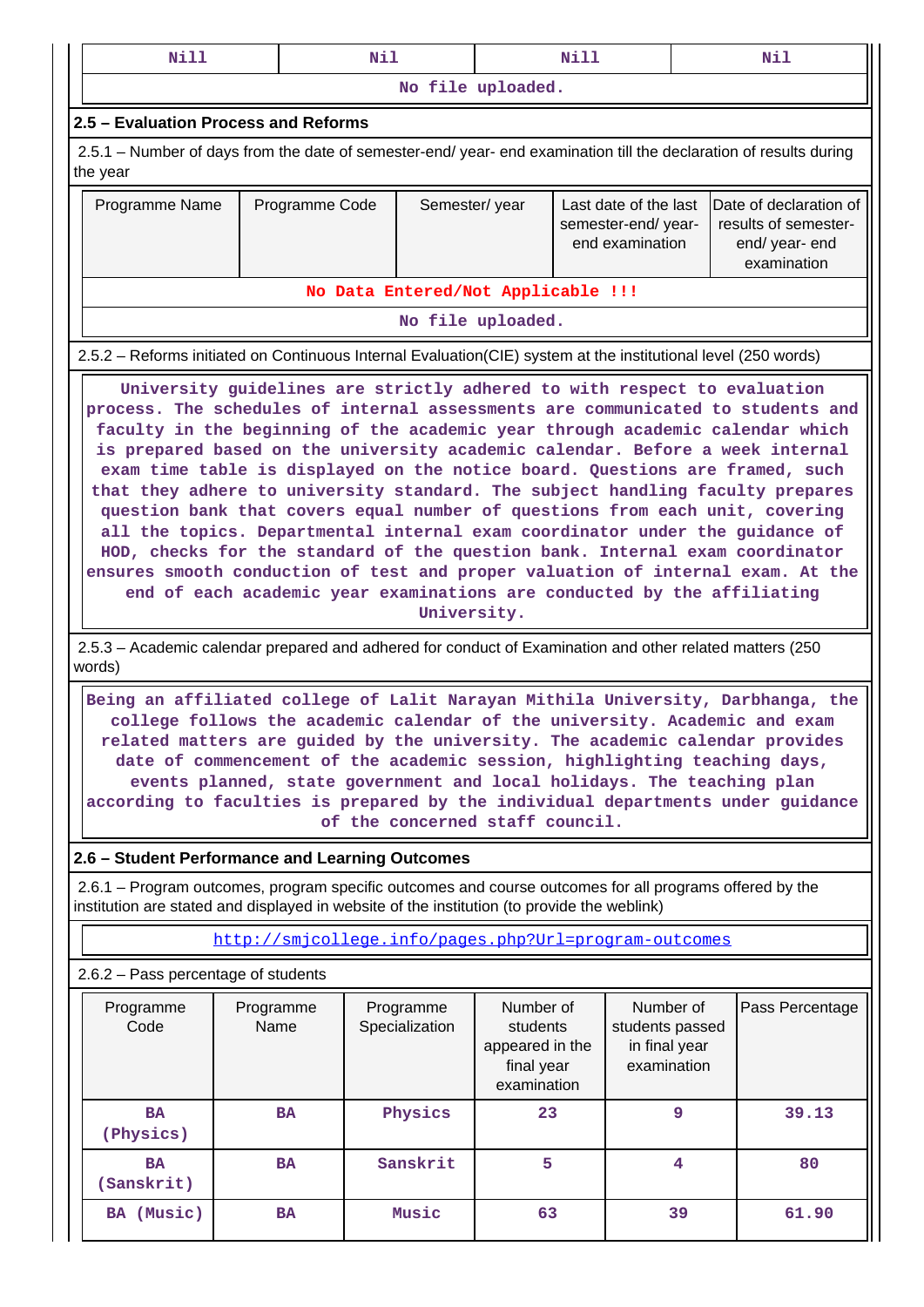| Nill | Nil | Nill | Nil |
|---|---|---|---|
| No file uploaded. | | | |

### 2.5 – Evaluation Process and Reforms

2.5.1 – Number of days from the date of semester-end/ year- end examination till the declaration of results during the year

| Programme Name | Programme Code | Semester/ year | Last date of the last semester-end/ year- end examination | Date of declaration of results of semester- end/ year- end examination |
|---|---|---|---|---|
| No Data Entered/Not Applicable !!! | | | | |
| No file uploaded. | | | | |

2.5.2 – Reforms initiated on Continuous Internal Evaluation(CIE) system at the institutional level (250 words)

University guidelines are strictly adhered to with respect to evaluation process. The schedules of internal assessments are communicated to students and faculty in the beginning of the academic year through academic calendar which is prepared based on the university academic calendar. Before a week internal exam time table is displayed on the notice board. Questions are framed, such that they adhere to university standard. The subject handling faculty prepares question bank that covers equal number of questions from each unit, covering all the topics. Departmental internal exam coordinator under the guidance of HOD, checks for the standard of the question bank. Internal exam coordinator ensures smooth conduction of test and proper valuation of internal exam. At the end of each academic year examinations are conducted by the affiliating University.

2.5.3 – Academic calendar prepared and adhered for conduct of Examination and other related matters (250 words)

Being an affiliated college of Lalit Narayan Mithila University, Darbhanga, the college follows the academic calendar of the university. Academic and exam related matters are guided by the university. The academic calendar provides date of commencement of the academic session, highlighting teaching days, events planned, state government and local holidays. The teaching plan according to faculties is prepared by the individual departments under guidance of the concerned staff council.

### 2.6 – Student Performance and Learning Outcomes

2.6.1 – Program outcomes, program specific outcomes and course outcomes for all programs offered by the institution are stated and displayed in website of the institution (to provide the weblink)

http://smjcollege.info/pages.php?Url=program-outcomes

2.6.2 – Pass percentage of students

| Programme Code | Programme Name | Programme Specialization | Number of students appeared in the final year examination | Number of students passed in final year examination | Pass Percentage |
|---|---|---|---|---|---|
| BA (Physics) | BA | Physics | 23 | 9 | 39.13 |
| BA (Sanskrit) | BA | Sanskrit | 5 | 4 | 80 |
| BA (Music) | BA | Music | 63 | 39 | 61.90 |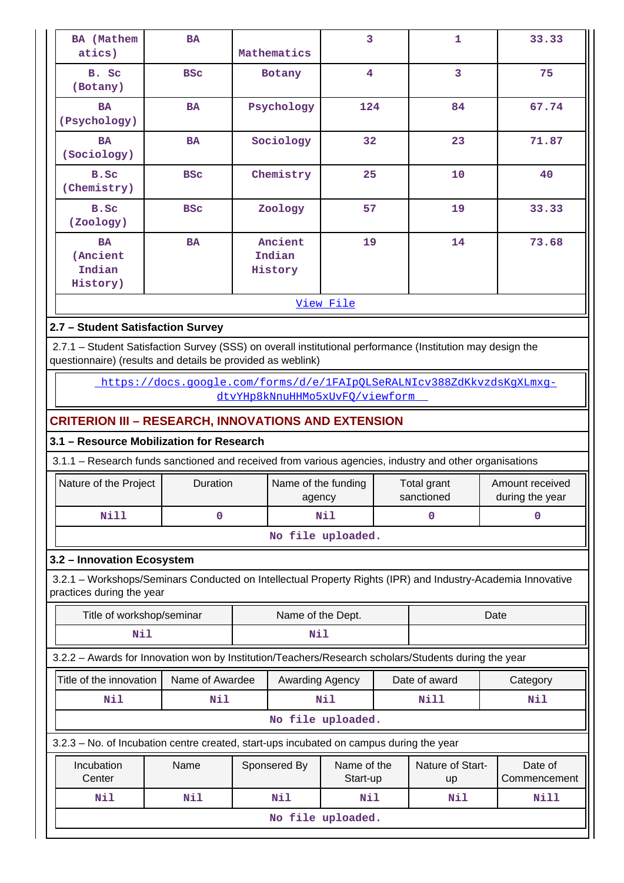| BA (Mathematics) | BA | Mathematics | 3 | 1 | 33.33 |
|---|---|---|---|---|---|
| B. Sc (Botany) | BSc | Botany | 4 | 3 | 75 |
| BA (Psychology) | BA | Psychology | 124 | 84 | 67.74 |
| BA (Sociology) | BA | Sociology | 32 | 23 | 71.87 |
| B.Sc (Chemistry) | BSc | Chemistry | 25 | 10 | 40 |
| B.Sc (Zoology) | BSc | Zoology | 57 | 19 | 33.33 |
| BA (Ancient Indian History) | BA | Ancient Indian History | 19 | 14 | 73.68 |

View File

### 2.7 – Student Satisfaction Survey

2.7.1 – Student Satisfaction Survey (SSS) on overall institutional performance (Institution may design the questionnaire) (results and details be provided as weblink)

https://docs.google.com/forms/d/e/1FAIpQLSeRALNIcv388ZdKkvzdsKgXLmxg-dtvYHp8kNnuHHMo5xUvFQ/viewform

## CRITERION III – RESEARCH, INNOVATIONS AND EXTENSION

### 3.1 – Resource Mobilization for Research

3.1.1 – Research funds sanctioned and received from various agencies, industry and other organisations

| Nature of the Project | Duration | Name of the funding agency | Total grant sanctioned | Amount received during the year |
|---|---|---|---|---|
| Nill | 0 | Nil | 0 | 0 |

No file uploaded.

### 3.2 – Innovation Ecosystem

3.2.1 – Workshops/Seminars Conducted on Intellectual Property Rights (IPR) and Industry-Academia Innovative practices during the year

| Title of workshop/seminar | Name of the Dept. | Date |
|---|---|---|
| Nil | Nil | |

3.2.2 – Awards for Innovation won by Institution/Teachers/Research scholars/Students during the year

| Title of the innovation | Name of Awardee | Awarding Agency | Date of award | Category |
|---|---|---|---|---|
| Nil | Nil | Nil | Nill | Nil |

No file uploaded.

3.2.3 – No. of Incubation centre created, start-ups incubated on campus during the year

| Incubation Center | Name | Sponsered By | Name of the Start-up | Nature of Start-up | Date of Commencement |
|---|---|---|---|---|---|
| Nil | Nil | Nil | Nil | Nil | Nill |

No file uploaded.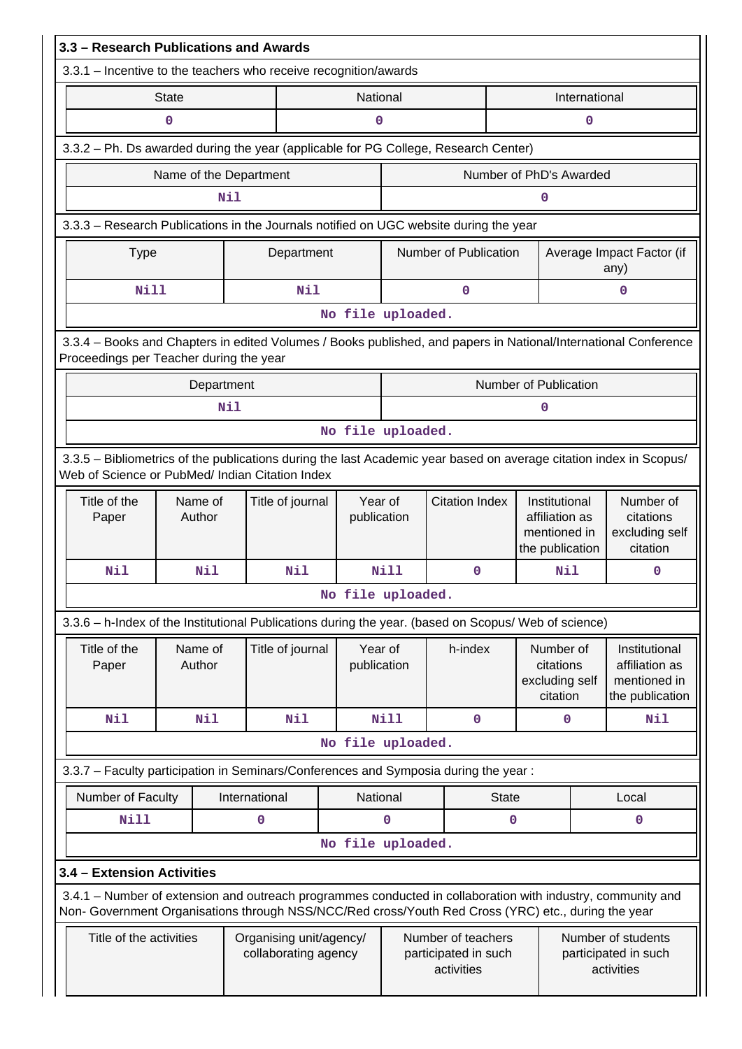### 3.3 – Research Publications and Awards

3.3.1 – Incentive to the teachers who receive recognition/awards

| State | National | International |
|---|---|---|
| 0 | 0 | 0 |

3.3.2 – Ph. Ds awarded during the year (applicable for PG College, Research Center)

| Name of the Department | Number of PhD's Awarded |
|---|---|
| Nil | 0 |

3.3.3 – Research Publications in the Journals notified on UGC website during the year

| Type | Department | Number of Publication | Average Impact Factor (if any) |
|---|---|---|---|
| Nill | Nil | 0 | 0 |
| No file uploaded. | | | |

3.3.4 – Books and Chapters in edited Volumes / Books published, and papers in National/International Conference Proceedings per Teacher during the year

| Department | Number of Publication |
|---|---|
| Nil | 0 |
| No file uploaded. | |

3.3.5 – Bibliometrics of the publications during the last Academic year based on average citation index in Scopus/ Web of Science or PubMed/ Indian Citation Index

| Title of the Paper | Name of Author | Title of journal | Year of publication | Citation Index | Institutional affiliation as mentioned in the publication | Number of citations excluding self citation |
|---|---|---|---|---|---|---|
| Nil | Nil | Nil | Nill | 0 | Nil | 0 |
| No file uploaded. | | | | | | |

3.3.6 – h-Index of the Institutional Publications during the year. (based on Scopus/ Web of science)

| Title of the Paper | Name of Author | Title of journal | Year of publication | h-index | Number of citations excluding self citation | Institutional affiliation as mentioned in the publication |
|---|---|---|---|---|---|---|
| Nil | Nil | Nil | Nill | 0 | 0 | Nil |
| No file uploaded. | | | | | | |

3.3.7 – Faculty participation in Seminars/Conferences and Symposia during the year :

| Number of Faculty | International | National | State | Local |
|---|---|---|---|---|
| Nill | 0 | 0 | 0 | 0 |
| No file uploaded. | | | | |

### 3.4 – Extension Activities

3.4.1 – Number of extension and outreach programmes conducted in collaboration with industry, community and Non- Government Organisations through NSS/NCC/Red cross/Youth Red Cross (YRC) etc., during the year

| Title of the activities | Organising unit/agency/ collaborating agency | Number of teachers participated in such activities | Number of students participated in such activities |
|---|---|---|---|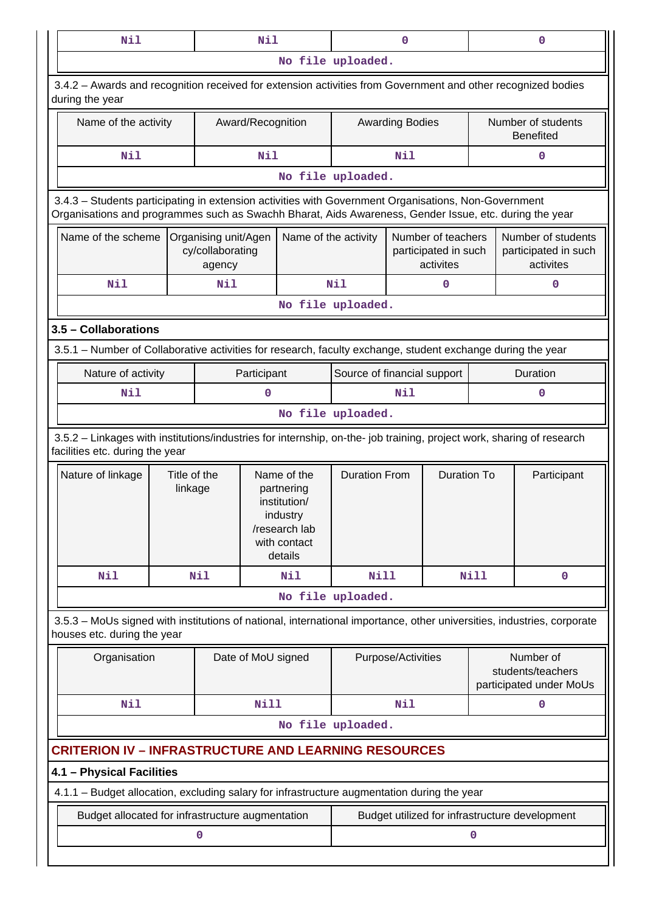| Nil | Nil | 0 | 0 |
|---|---|---|---|
| No file uploaded. | | | |

3.4.2 – Awards and recognition received for extension activities from Government and other recognized bodies during the year

| Name of the activity | Award/Recognition | Awarding Bodies | Number of students Benefited |
|---|---|---|---|
| Nil | Nil | Nil | 0 |
| No file uploaded. | | | |

3.4.3 – Students participating in extension activities with Government Organisations, Non-Government Organisations and programmes such as Swachh Bharat, Aids Awareness, Gender Issue, etc. during the year

| Name of the scheme | Organising unit/Agency/collaborating agency | Name of the activity | Number of teachers participated in such activites | Number of students participated in such activites |
|---|---|---|---|---|
| Nil | Nil | Nil | 0 | 0 |
| No file uploaded. | | | | |

### 3.5 – Collaborations

3.5.1 – Number of Collaborative activities for research, faculty exchange, student exchange during the year

| Nature of activity | Participant | Source of financial support | Duration |
|---|---|---|---|
| Nil | 0 | Nil | 0 |
| No file uploaded. | | | |

3.5.2 – Linkages with institutions/industries for internship, on-the- job training, project work, sharing of research facilities etc. during the year

| Nature of linkage | Title of the linkage | Name of the partnering institution/ industry /research lab with contact details | Duration From | Duration To | Participant |
|---|---|---|---|---|---|
| Nil | Nil | Nil | Nill | Nill | 0 |
| No file uploaded. | | | | | |

3.5.3 – MoUs signed with institutions of national, international importance, other universities, industries, corporate houses etc. during the year

| Organisation | Date of MoU signed | Purpose/Activities | Number of students/teachers participated under MoUs |
|---|---|---|---|
| Nil | Nill | Nil | 0 |
| No file uploaded. | | | |

## CRITERION IV – INFRASTRUCTURE AND LEARNING RESOURCES

### 4.1 – Physical Facilities

4.1.1 – Budget allocation, excluding salary for infrastructure augmentation during the year

| Budget allocated for infrastructure augmentation | Budget utilized for infrastructure development |
|---|---|
| 0 | 0 |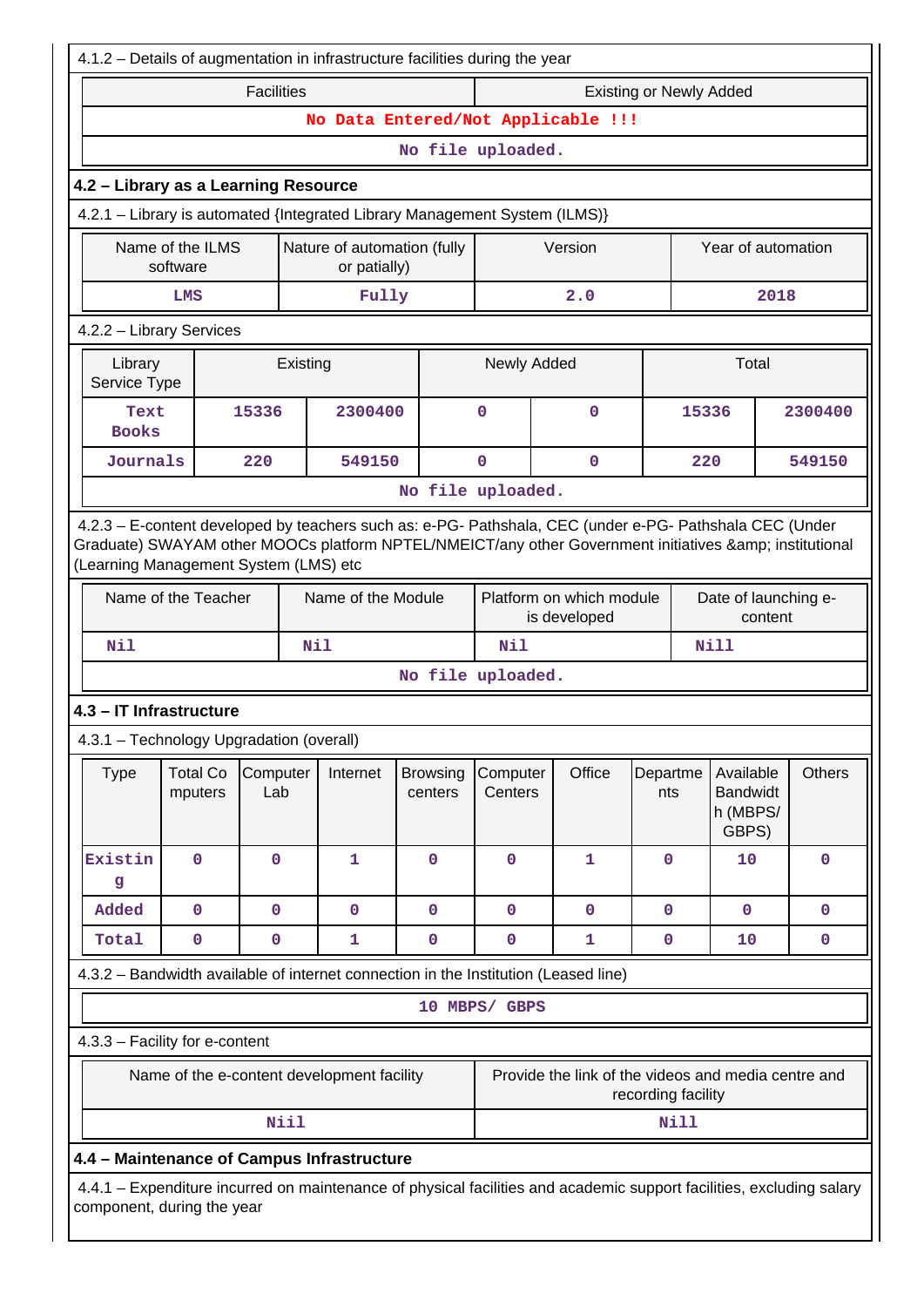4.1.2 – Details of augmentation in infrastructure facilities during the year

| Facilities | Existing or Newly Added |
|---|---|
| No Data Entered/Not Applicable !!! | |
| No file uploaded. | |

## 4.2 – Library as a Learning Resource

4.2.1 – Library is automated {Integrated Library Management System (ILMS)}

| Name of the ILMS software | Nature of automation (fully or patially) | Version | Year of automation |
|---|---|---|---|
| LMS | Fully | 2.0 | 2018 |

4.2.2 – Library Services

| Library Service Type | Existing | | Newly Added | | Total | |
|---|---|---|---|---|---|---|
| Text Books | 15336 | 2300400 | 0 | 0 | 15336 | 2300400 |
| Journals | 220 | 549150 | 0 | 0 | 220 | 549150 |
| No file uploaded. | | | | | | |

4.2.3 – E-content developed by teachers such as: e-PG- Pathshala, CEC (under e-PG- Pathshala CEC (Under Graduate) SWAYAM other MOOCs platform NPTEL/NMEICT/any other Government initiatives &amp; institutional (Learning Management System (LMS) etc

| Name of the Teacher | Name of the Module | Platform on which module is developed | Date of launching e-content |
|---|---|---|---|
| Nil | Nil | Nil | Nill |
| No file uploaded. | | | |

## 4.3 – IT Infrastructure

4.3.1 – Technology Upgradation (overall)

| Type | Total Computers | Computer Lab | Internet | Browsing centers | Computer Centers | Office | Departments | Available Bandwidth (MBPS/ GBPS) | Others |
|---|---|---|---|---|---|---|---|---|---|
| Existing | 0 | 0 | 1 | 0 | 0 | 1 | 0 | 10 | 0 |
| Added | 0 | 0 | 0 | 0 | 0 | 0 | 0 | 0 | 0 |
| Total | 0 | 0 | 1 | 0 | 0 | 1 | 0 | 10 | 0 |

4.3.2 – Bandwidth available of internet connection in the Institution (Leased line)

10 MBPS/ GBPS

4.3.3 – Facility for e-content

| Name of the e-content development facility | Provide the link of the videos and media centre and recording facility |
|---|---|
| Niil | Nill |

## 4.4 – Maintenance of Campus Infrastructure

4.4.1 – Expenditure incurred on maintenance of physical facilities and academic support facilities, excluding salary component, during the year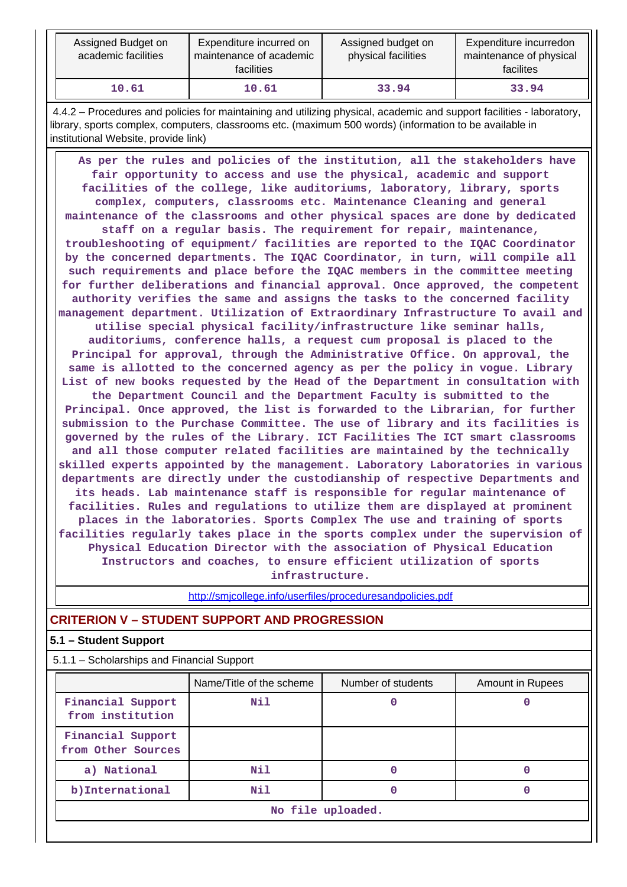| Assigned Budget on academic facilities | Expenditure incurred on maintenance of academic facilities | Assigned budget on physical facilities | Expenditure incurredon maintenance of physical facilites |
|---|---|---|---|
| 10.61 | 10.61 | 33.94 | 33.94 |

4.4.2 – Procedures and policies for maintaining and utilizing physical, academic and support facilities - laboratory, library, sports complex, computers, classrooms etc. (maximum 500 words) (information to be available in institutional Website, provide link)

As per the rules and policies of the institution, all the stakeholders have fair opportunity to access and use the physical, academic and support facilities of the college, like auditoriums, laboratory, library, sports complex, computers, classrooms etc. Maintenance Cleaning and general maintenance of the classrooms and other physical spaces are done by dedicated staff on a regular basis. The requirement for repair, maintenance, troubleshooting of equipment/ facilities are reported to the IQAC Coordinator by the concerned departments. The IQAC Coordinator, in turn, will compile all such requirements and place before the IQAC members in the committee meeting for further deliberations and financial approval. Once approved, the competent authority verifies the same and assigns the tasks to the concerned facility management department. Utilization of Extraordinary Infrastructure To avail and utilise special physical facility/infrastructure like seminar halls, auditoriums, conference halls, a request cum proposal is placed to the Principal for approval, through the Administrative Office. On approval, the same is allotted to the concerned agency as per the policy in vogue. Library List of new books requested by the Head of the Department in consultation with the Department Council and the Department Faculty is submitted to the Principal. Once approved, the list is forwarded to the Librarian, for further submission to the Purchase Committee. The use of library and its facilities is governed by the rules of the Library. ICT Facilities The ICT smart classrooms and all those computer related facilities are maintained by the technically skilled experts appointed by the management. Laboratory Laboratories in various departments are directly under the custodianship of respective Departments and its heads. Lab maintenance staff is responsible for regular maintenance of facilities. Rules and regulations to utilize them are displayed at prominent places in the laboratories. Sports Complex The use and training of sports facilities regularly takes place in the sports complex under the supervision of Physical Education Director with the association of Physical Education Instructors and coaches, to ensure efficient utilization of sports infrastructure.

http://smjcollege.info/userfiles/proceduresandpolicies.pdf

## CRITERION V – STUDENT SUPPORT AND PROGRESSION

### 5.1 – Student Support

5.1.1 – Scholarships and Financial Support

| | Name/Title of the scheme | Number of students | Amount in Rupees |
|---|---|---|---|
| Financial Support from institution | Nil | 0 | 0 |
| Financial Support from Other Sources | | | |
| a) National | Nil | 0 | 0 |
| b)International | Nil | 0 | 0 |
| No file uploaded. | | | |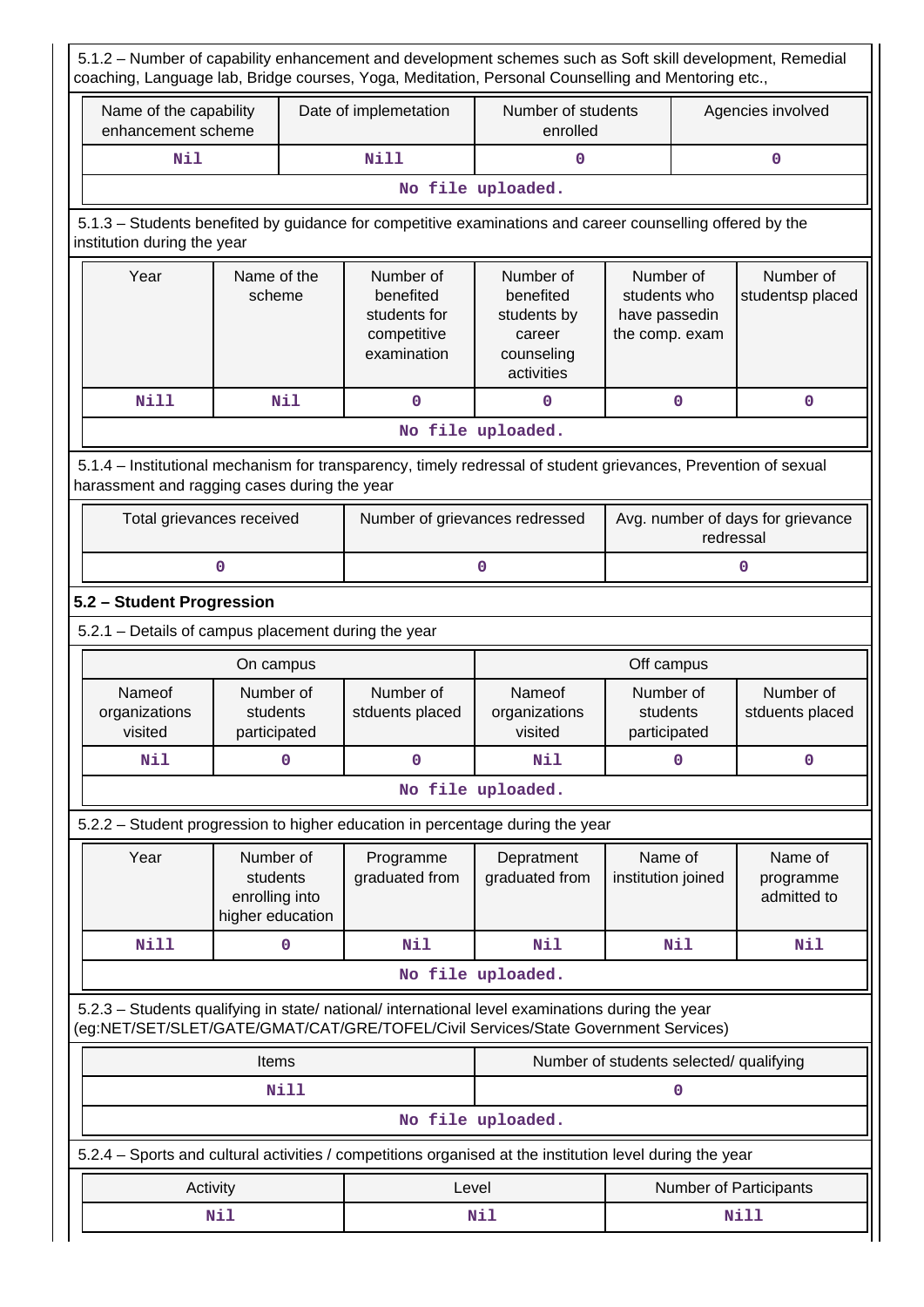5.1.2 – Number of capability enhancement and development schemes such as Soft skill development, Remedial coaching, Language lab, Bridge courses, Yoga, Meditation, Personal Counselling and Mentoring etc.,

| Name of the capability enhancement scheme | Date of implemetation | Number of students enrolled | Agencies involved |
|---|---|---|---|
| Nil | Nill | 0 | 0 |

No file uploaded.

5.1.3 – Students benefited by guidance for competitive examinations and career counselling offered by the institution during the year

| Year | Name of the scheme | Number of benefited students for competitive examination | Number of benefited students by career counseling activities | Number of students who have passedin the comp. exam | Number of studentsp placed |
|---|---|---|---|---|---|
| Nill | Nil | 0 | 0 | 0 | 0 |

No file uploaded.

5.1.4 – Institutional mechanism for transparency, timely redressal of student grievances, Prevention of sexual harassment and ragging cases during the year

| Total grievances received | Number of grievances redressed | Avg. number of days for grievance redressal |
|---|---|---|
| 0 | 0 | 0 |

## 5.2 – Student Progression

5.2.1 – Details of campus placement during the year

| On campus | | | Off campus | | |
|---|---|---|---|---|---|
| Nameof organizations visited | Number of students participated | Number of stduents placed | Nameof organizations visited | Number of students participated | Number of stduents placed |
| Nil | 0 | 0 | Nil | 0 | 0 |

No file uploaded.

5.2.2 – Student progression to higher education in percentage during the year

| Year | Number of students enrolling into higher education | Programme graduated from | Depratment graduated from | Name of institution joined | Name of programme admitted to |
|---|---|---|---|---|---|
| Nill | 0 | Nil | Nil | Nil | Nil |

No file uploaded.

5.2.3 – Students qualifying in state/ national/ international level examinations during the year (eg:NET/SET/SLET/GATE/GMAT/CAT/GRE/TOFEL/Civil Services/State Government Services)

| Items | Number of students selected/ qualifying |
|---|---|
| Nill | 0 |

No file uploaded.

5.2.4 – Sports and cultural activities / competitions organised at the institution level during the year

| Activity | Level | Number of Participants |
|---|---|---|
| Nil | Nil | Nill |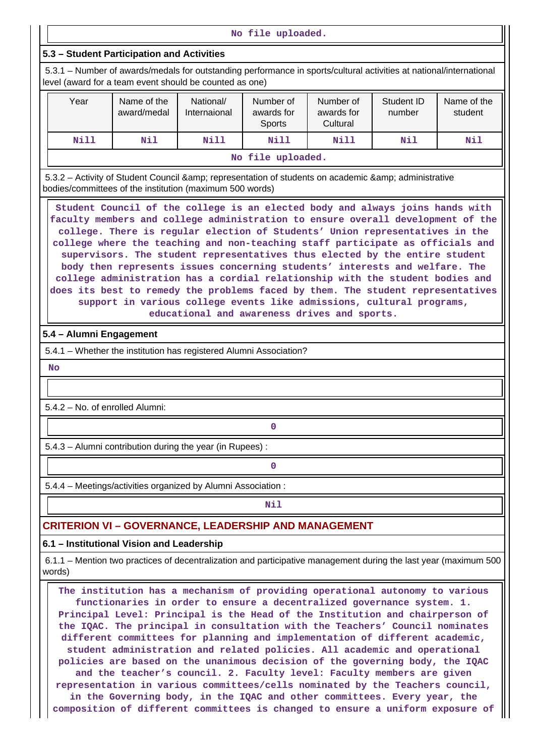No file uploaded.

### 5.3 – Student Participation and Activities

5.3.1 – Number of awards/medals for outstanding performance in sports/cultural activities at national/international level (award for a team event should be counted as one)

| Year | Name of the award/medal | National/ Internaional | Number of awards for Sports | Number of awards for Cultural | Student ID number | Name of the student |
|---|---|---|---|---|---|---|
| Nill | Nil | Nill | Nill | Nill | Nil | Nil |

No file uploaded.

5.3.2 – Activity of Student Council &amp; representation of students on academic &amp; administrative bodies/committees of the institution (maximum 500 words)

Student Council of the college is an elected body and always joins hands with faculty members and college administration to ensure overall development of the college. There is regular election of Students' Union representatives in the college where the teaching and non-teaching staff participate as officials and supervisors. The student representatives thus elected by the entire student body then represents issues concerning students' interests and welfare. The college administration has a cordial relationship with the student bodies and does its best to remedy the problems faced by them. The student representatives support in various college events like admissions, cultural programs, educational and awareness drives and sports.

### 5.4 – Alumni Engagement

5.4.1 – Whether the institution has registered Alumni Association?

No

5.4.2 – No. of enrolled Alumni:

0

5.4.3 – Alumni contribution during the year (in Rupees) :

0

5.4.4 – Meetings/activities organized by Alumni Association :

Nil

## CRITERION VI – GOVERNANCE, LEADERSHIP AND MANAGEMENT

### 6.1 – Institutional Vision and Leadership

6.1.1 – Mention two practices of decentralization and participative management during the last year (maximum 500 words)

The institution has a mechanism of providing operational autonomy to various functionaries in order to ensure a decentralized governance system. 1. Principal Level: Principal is the Head of the Institution and chairperson of the IQAC. The principal in consultation with the Teachers' Council nominates different committees for planning and implementation of different academic, student administration and related policies. All academic and operational policies are based on the unanimous decision of the governing body, the IQAC and the teacher's council. 2. Faculty level: Faculty members are given representation in various committees/cells nominated by the Teachers council, in the Governing body, in the IQAC and other committees. Every year, the composition of different committees is changed to ensure a uniform exposure of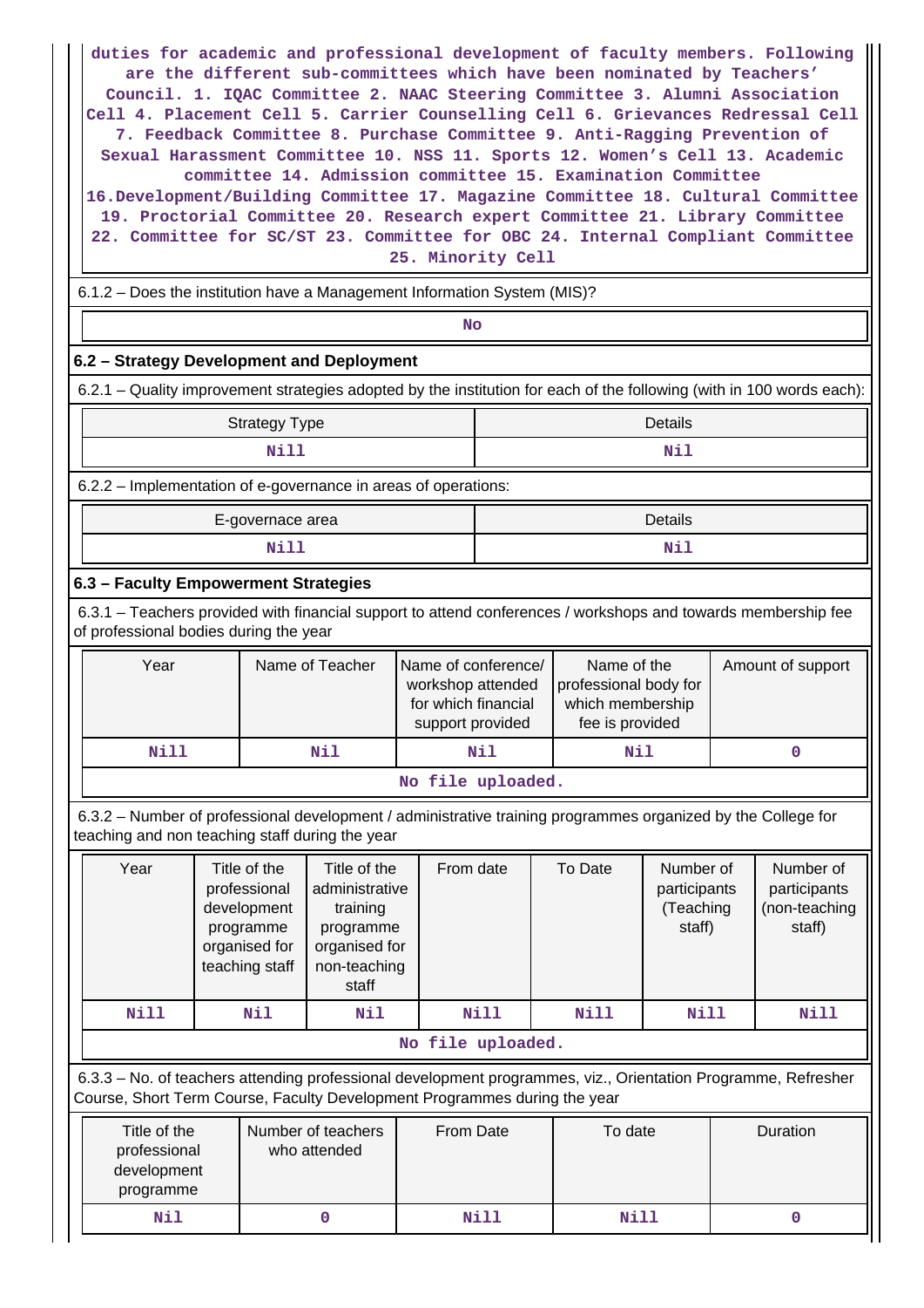duties for academic and professional development of faculty members. Following are the different sub-committees which have been nominated by Teachers' Council. 1. IQAC Committee 2. NAAC Steering Committee 3. Alumni Association Cell 4. Placement Cell 5. Carrier Counselling Cell 6. Grievances Redressal Cell 7. Feedback Committee 8. Purchase Committee 9. Anti-Ragging Prevention of Sexual Harassment Committee 10. NSS 11. Sports 12. Women's Cell 13. Academic committee 14. Admission committee 15. Examination Committee 16.Development/Building Committee 17. Magazine Committee 18. Cultural Committee 19. Proctorial Committee 20. Research expert Committee 21. Library Committee 22. Committee for SC/ST 23. Committee for OBC 24. Internal Compliant Committee 25. Minority Cell

6.1.2 – Does the institution have a Management Information System (MIS)?

No

### 6.2 – Strategy Development and Deployment

6.2.1 – Quality improvement strategies adopted by the institution for each of the following (with in 100 words each):

| Strategy Type | Details |
|---|---|
| Nill | Nil |

6.2.2 – Implementation of e-governance in areas of operations:

| E-governace area | Details |
|---|---|
| Nill | Nil |

### 6.3 – Faculty Empowerment Strategies

6.3.1 – Teachers provided with financial support to attend conferences / workshops and towards membership fee of professional bodies during the year

| Year | Name of Teacher | Name of conference/ workshop attended for which financial support provided | Name of the professional body for which membership fee is provided | Amount of support |
|---|---|---|---|---|
| Nill | Nil | Nil | Nil | 0 |

No file uploaded.

6.3.2 – Number of professional development / administrative training programmes organized by the College for teaching and non teaching staff during the year

| Year | Title of the professional development programme organised for teaching staff | Title of the administrative training programme organised for non-teaching staff | From date | To Date | Number of participants (Teaching staff) | Number of participants (non-teaching staff) |
|---|---|---|---|---|---|---|
| Nill | Nil | Nil | Nill | Nill | Nill | Nill |

No file uploaded.

6.3.3 – No. of teachers attending professional development programmes, viz., Orientation Programme, Refresher Course, Short Term Course, Faculty Development Programmes during the year

| Title of the professional development programme | Number of teachers who attended | From Date | To date | Duration |
|---|---|---|---|---|
| Nil | 0 | Nill | Nill | 0 |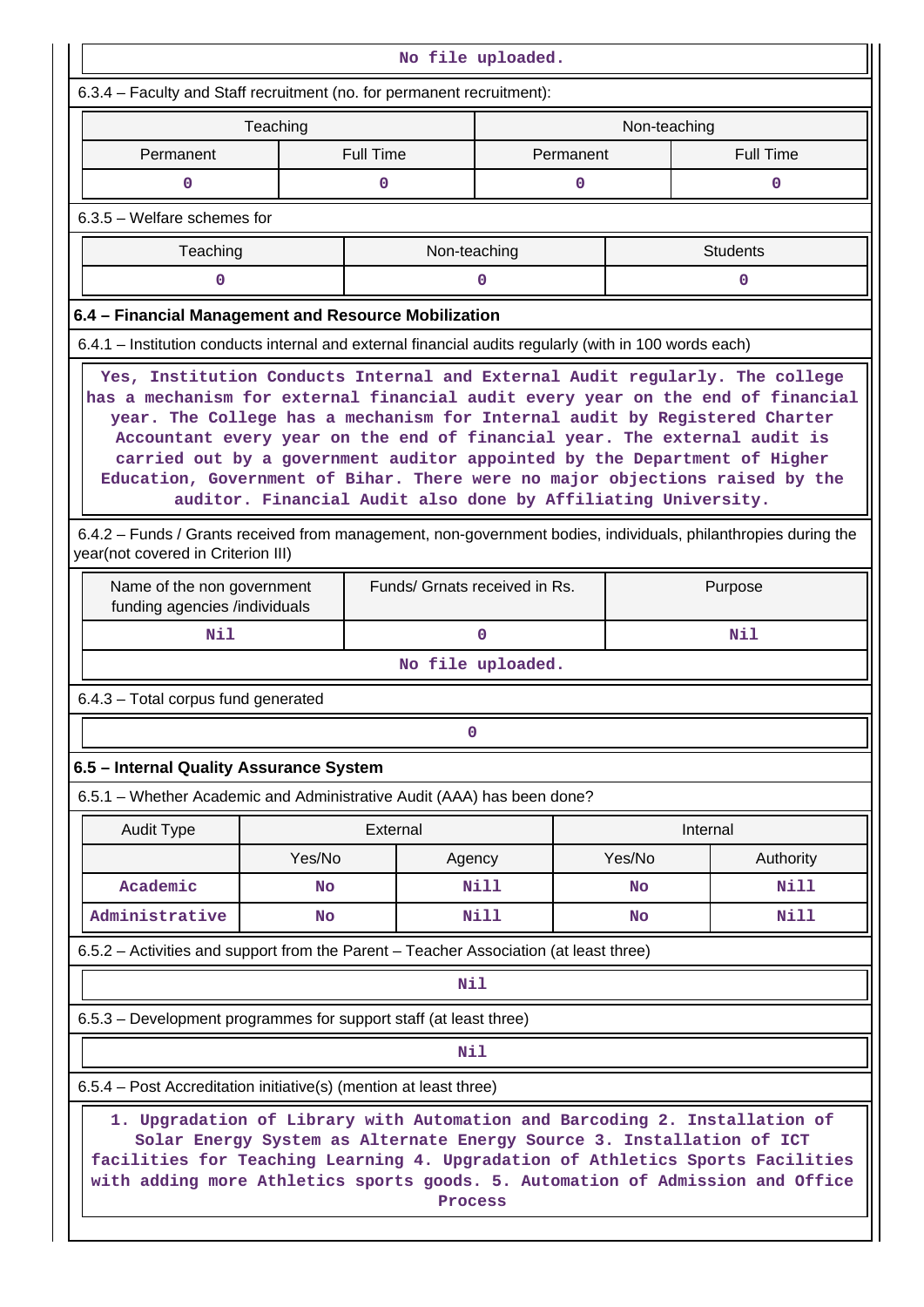No file uploaded.

6.3.4 – Faculty and Staff recruitment (no. for permanent recruitment):

| Teaching | | Non-teaching | |
|---|---|---|---|
| Permanent | Full Time | Permanent | Full Time |
| 0 | 0 | 0 | 0 |

6.3.5 – Welfare schemes for

| Teaching | Non-teaching | Students |
|---|---|---|
| 0 | 0 | 0 |

**6.4 – Financial Management and Resource Mobilization**

6.4.1 – Institution conducts internal and external financial audits regularly (with in 100 words each)

Yes, Institution Conducts Internal and External Audit regularly. The college has a mechanism for external financial audit every year on the end of financial year. The College has a mechanism for Internal audit by Registered Charter Accountant every year on the end of financial year. The external audit is carried out by a government auditor appointed by the Department of Higher Education, Government of Bihar. There were no major objections raised by the auditor. Financial Audit also done by Affiliating University.

6.4.2 – Funds / Grants received from management, non-government bodies, individuals, philanthropies during the year(not covered in Criterion III)

| Name of the non government funding agencies /individuals | Funds/ Grnats received in Rs. | Purpose |
|---|---|---|
| Nil | 0 | Nil |

No file uploaded.

6.4.3 – Total corpus fund generated

0

**6.5 – Internal Quality Assurance System**

6.5.1 – Whether Academic and Administrative Audit (AAA) has been done?

| Audit Type | External | | Internal | |
|---|---|---|---|---|
| | Yes/No | Agency | Yes/No | Authority |
| Academic | No | Nill | No | Nill |
| Administrative | No | Nill | No | Nill |

6.5.2 – Activities and support from the Parent – Teacher Association (at least three)

Nil

6.5.3 – Development programmes for support staff (at least three)

Nil

6.5.4 – Post Accreditation initiative(s) (mention at least three)

1. Upgradation of Library with Automation and Barcoding 2. Installation of Solar Energy System as Alternate Energy Source 3. Installation of ICT facilities for Teaching Learning 4. Upgradation of Athletics Sports Facilities with adding more Athletics sports goods. 5. Automation of Admission and Office Process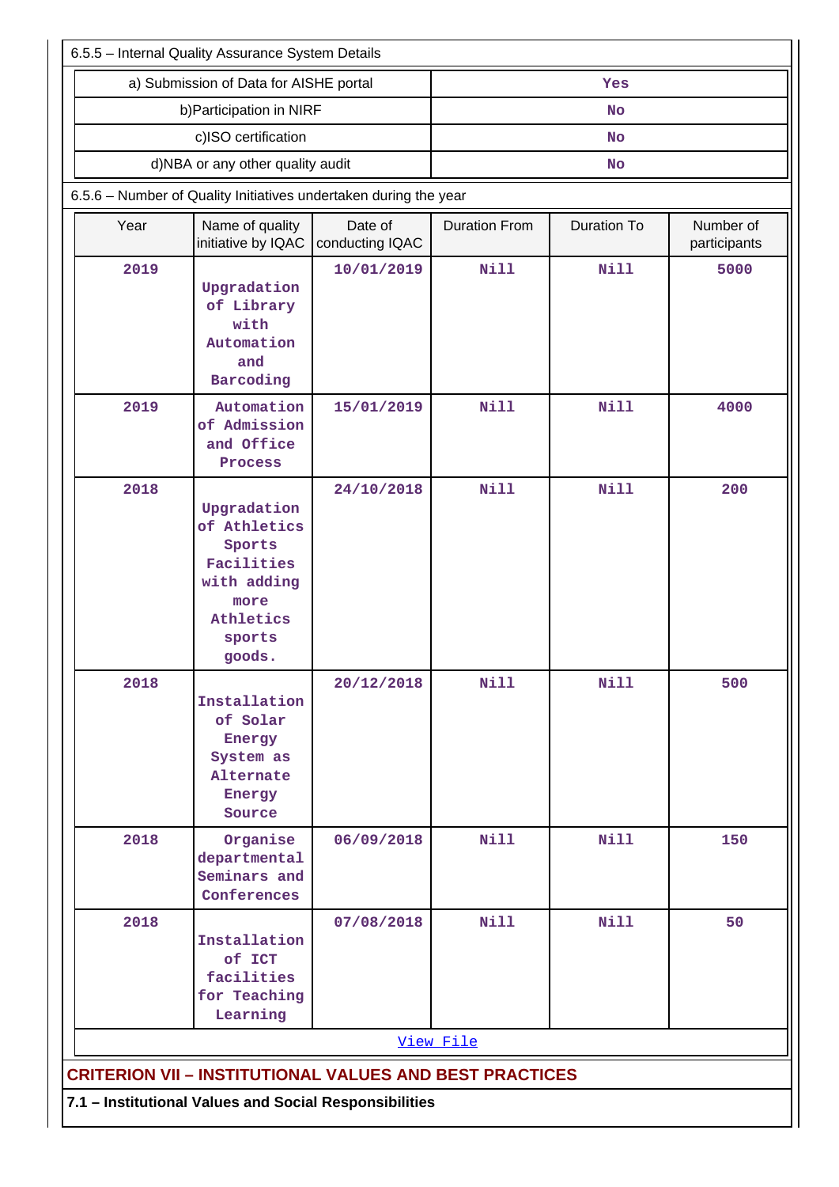6.5.5 – Internal Quality Assurance System Details

| a) Submission of Data for AISHE portal | Yes |
|---|---|
| b)Participation in NIRF | No |
| c)ISO certification | No |
| d)NBA or any other quality audit | No |

6.5.6 – Number of Quality Initiatives undertaken during the year

| Year | Name of quality initiative by IQAC | Date of conducting IQAC | Duration From | Duration To | Number of participants |
|---|---|---|---|---|---|
| 2019 | Upgradation of Library with Automation and Barcoding | 10/01/2019 | Nill | Nill | 5000 |
| 2019 | Automation of Admission and Office Process | 15/01/2019 | Nill | Nill | 4000 |
| 2018 | Upgradation of Athletics Sports Facilities with adding more Athletics sports goods. | 24/10/2018 | Nill | Nill | 200 |
| 2018 | Installation of Solar Energy System as Alternate Energy Source | 20/12/2018 | Nill | Nill | 500 |
| 2018 | Organise departmental Seminars and Conferences | 06/09/2018 | Nill | Nill | 150 |
| 2018 | Installation of ICT facilities for Teaching Learning | 07/08/2018 | Nill | Nill | 50 |

View File

## CRITERION VII – INSTITUTIONAL VALUES AND BEST PRACTICES

**7.1 – Institutional Values and Social Responsibilities**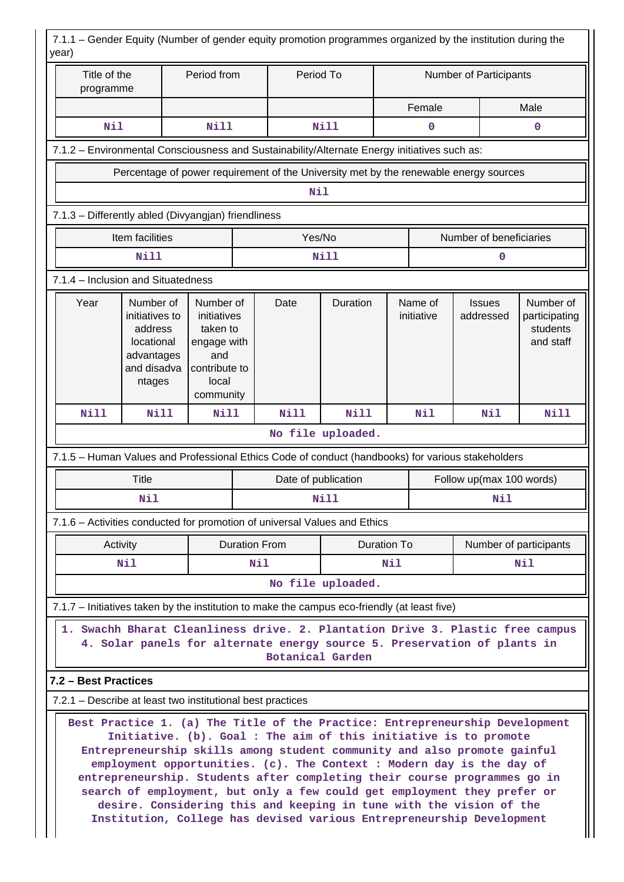7.1.1 – Gender Equity (Number of gender equity promotion programmes organized by the institution during the year)

| Title of the programme | Period from | Period To | Number of Participants | |
|---|---|---|---|---|
| | | | Female | Male |
| Nil | Nill | Nill | 0 | 0 |

7.1.2 – Environmental Consciousness and Sustainability/Alternate Energy initiatives such as:

| Percentage of power requirement of the University met by the renewable energy sources |
|---|
| Nil |

7.1.3 – Differently abled (Divyangjan) friendliness

| Item facilities | Yes/No | Number of beneficiaries |
|---|---|---|
| Nill | Nill | 0 |

7.1.4 – Inclusion and Situatedness

| Year | Number of initiatives to address locational advantages and disadvantages | Number of initiatives taken to engage with and contribute to local community | Date | Duration | Name of initiative | Issues addressed | Number of participating students and staff |
|---|---|---|---|---|---|---|---|
| Nill | Nill | Nill | Nill | Nill | Nil | Nil | Nill |

No file uploaded.

7.1.5 – Human Values and Professional Ethics Code of conduct (handbooks) for various stakeholders

| Title | Date of publication | Follow up(max 100 words) |
|---|---|---|
| Nil | Nill | Nil |

7.1.6 – Activities conducted for promotion of universal Values and Ethics

| Activity | Duration From | Duration To | Number of participants |
|---|---|---|---|
| Nil | Nil | Nil | Nil |

No file uploaded.

7.1.7 – Initiatives taken by the institution to make the campus eco-friendly (at least five)

1. Swachh Bharat Cleanliness drive. 2. Plantation Drive 3. Plastic free campus 4. Solar panels for alternate energy source 5. Preservation of plants in Botanical Garden

**7.2 – Best Practices**

7.2.1 – Describe at least two institutional best practices

Best Practice 1. (a) The Title of the Practice: Entrepreneurship Development Initiative. (b). Goal : The aim of this initiative is to promote Entrepreneurship skills among student community and also promote gainful employment opportunities. (c). The Context : Modern day is the day of entrepreneurship. Students after completing their course programmes go in search of employment, but only a few could get employment they prefer or desire. Considering this and keeping in tune with the vision of the Institution, College has devised various Entrepreneurship Development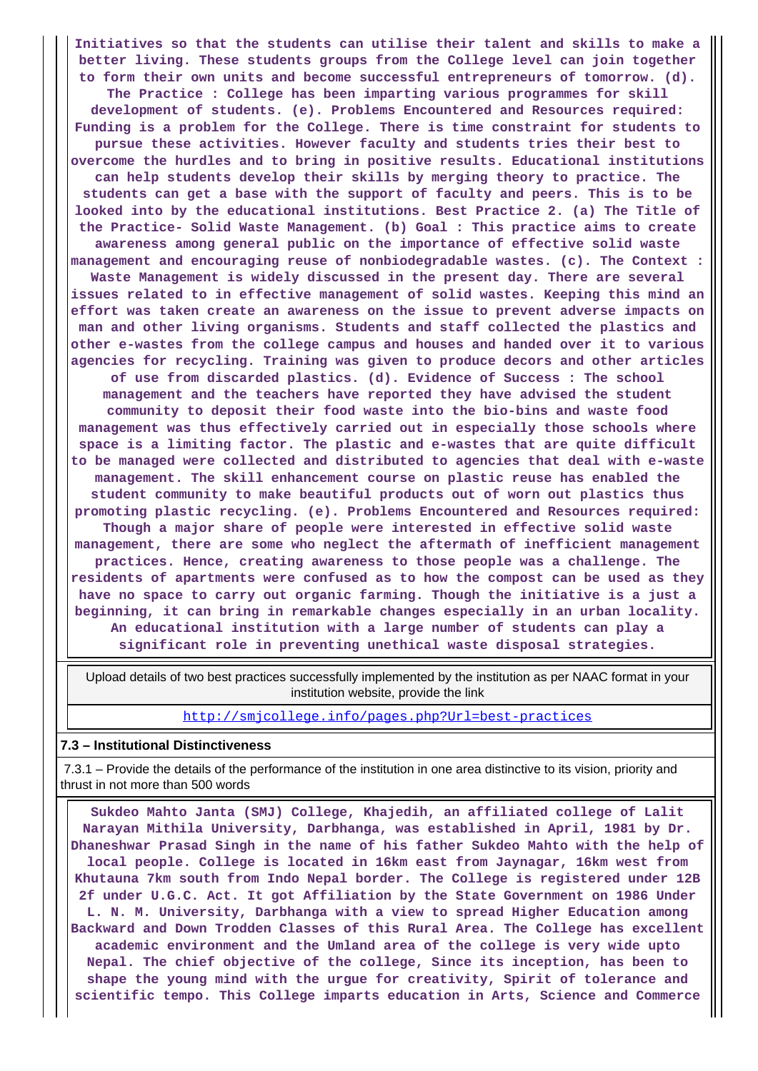**Initiatives so that the students can utilise their talent and skills to make a better living. These students groups from the College level can join together to form their own units and become successful entrepreneurs of tomorrow. (d). The Practice : College has been imparting various programmes for skill development of students. (e). Problems Encountered and Resources required: Funding is a problem for the College. There is time constraint for students to pursue these activities. However faculty and students tries their best to overcome the hurdles and to bring in positive results. Educational institutions can help students develop their skills by merging theory to practice. The students can get a base with the support of faculty and peers. This is to be looked into by the educational institutions. Best Practice 2. (a) The Title of the Practice- Solid Waste Management. (b) Goal : This practice aims to create awareness among general public on the importance of effective solid waste management and encouraging reuse of nonbiodegradable wastes. (c). The Context : Waste Management is widely discussed in the present day. There are several issues related to in effective management of solid wastes. Keeping this mind an effort was taken create an awareness on the issue to prevent adverse impacts on man and other living organisms. Students and staff collected the plastics and other e-wastes from the college campus and houses and handed over it to various agencies for recycling. Training was given to produce decors and other articles of use from discarded plastics. (d). Evidence of Success : The school management and the teachers have reported they have advised the student community to deposit their food waste into the bio-bins and waste food management was thus effectively carried out in especially those schools where space is a limiting factor. The plastic and e-wastes that are quite difficult to be managed were collected and distributed to agencies that deal with e-waste management. The skill enhancement course on plastic reuse has enabled the student community to make beautiful products out of worn out plastics thus promoting plastic recycling. (e). Problems Encountered and Resources required: Though a major share of people were interested in effective solid waste management, there are some who neglect the aftermath of inefficient management practices. Hence, creating awareness to those people was a challenge. The residents of apartments were confused as to how the compost can be used as they have no space to carry out organic farming. Though the initiative is a just a beginning, it can bring in remarkable changes especially in an urban locality. An educational institution with a large number of students can play a significant role in preventing unethical waste disposal strategies.**

| Upload details of two best practices successfully implemented by the institution as per NAAC format in your institution website, provide the link |
|---|
| http://smjcollege.info/pages.php?Url=best-practices |

**7.3 – Institutional Distinctiveness**

7.3.1 – Provide the details of the performance of the institution in one area distinctive to its vision, priority and thrust in not more than 500 words

**Sukdeo Mahto Janta (SMJ) College, Khajedih, an affiliated college of Lalit Narayan Mithila University, Darbhanga, was established in April, 1981 by Dr. Dhaneshwar Prasad Singh in the name of his father Sukdeo Mahto with the help of local people. College is located in 16km east from Jaynagar, 16km west from Khutauna 7km south from Indo Nepal border. The College is registered under 12B 2f under U.G.C. Act. It got Affiliation by the State Government on 1986 Under L. N. M. University, Darbhanga with a view to spread Higher Education among Backward and Down Trodden Classes of this Rural Area. The College has excellent academic environment and the Umland area of the college is very wide upto Nepal. The chief objective of the college, Since its inception, has been to shape the young mind with the urgue for creativity, Spirit of tolerance and scientific tempo. This College imparts education in Arts, Science and Commerce**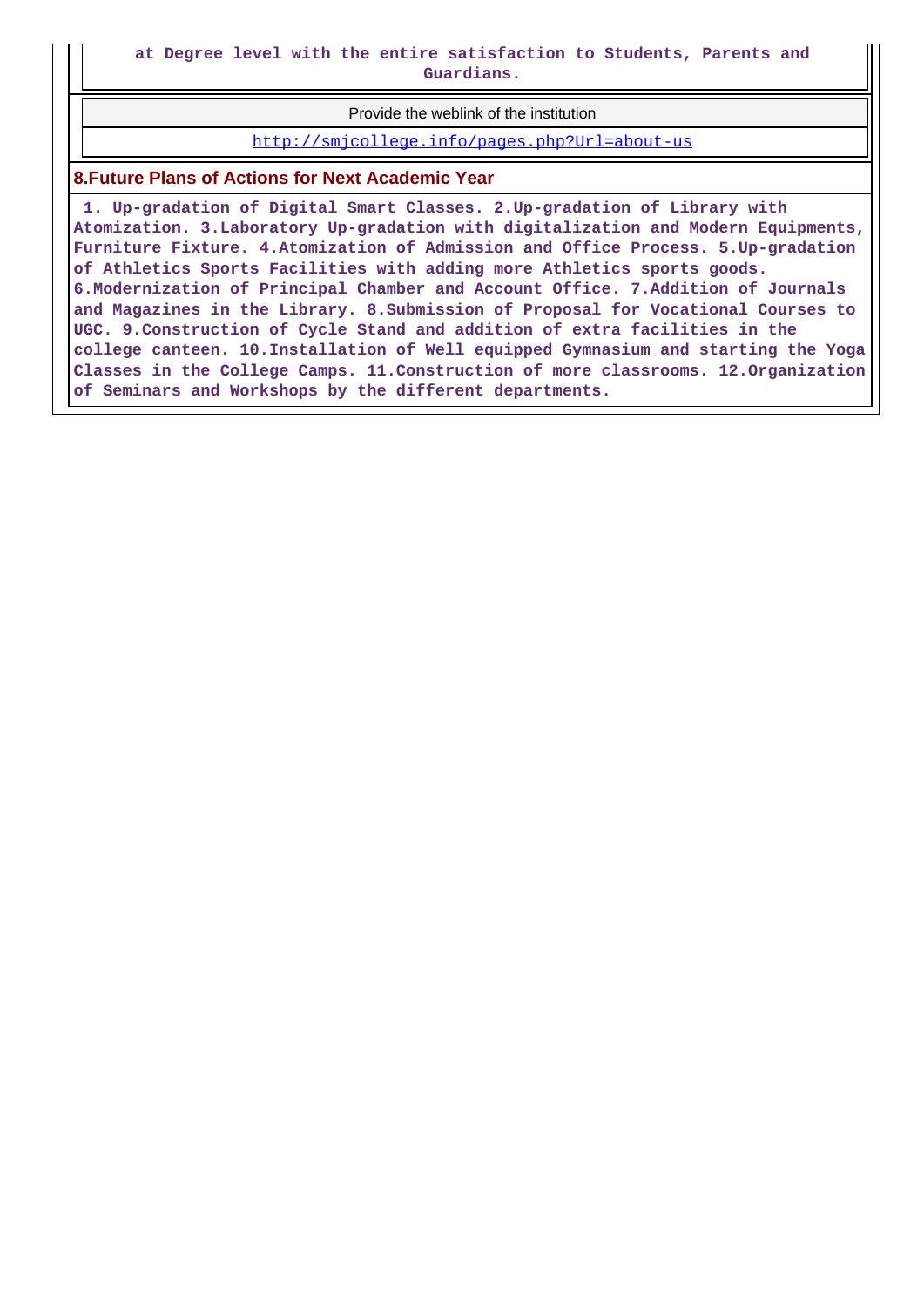at Degree level with the entire satisfaction to Students, Parents and Guardians.

| Provide the weblink of the institution |
| --- |
| http://smjcollege.info/pages.php?Url=about-us |

## 8.Future Plans of Actions for Next Academic Year

1. Up-gradation of Digital Smart Classes. 2.Up-gradation of Library with Atomization. 3.Laboratory Up-gradation with digitalization and Modern Equipments, Furniture Fixture. 4.Atomization of Admission and Office Process. 5.Up-gradation of Athletics Sports Facilities with adding more Athletics sports goods. 6.Modernization of Principal Chamber and Account Office. 7.Addition of Journals and Magazines in the Library. 8.Submission of Proposal for Vocational Courses to UGC. 9.Construction of Cycle Stand and addition of extra facilities in the college canteen. 10.Installation of Well equipped Gymnasium and starting the Yoga Classes in the College Camps. 11.Construction of more classrooms. 12.Organization of Seminars and Workshops by the different departments.